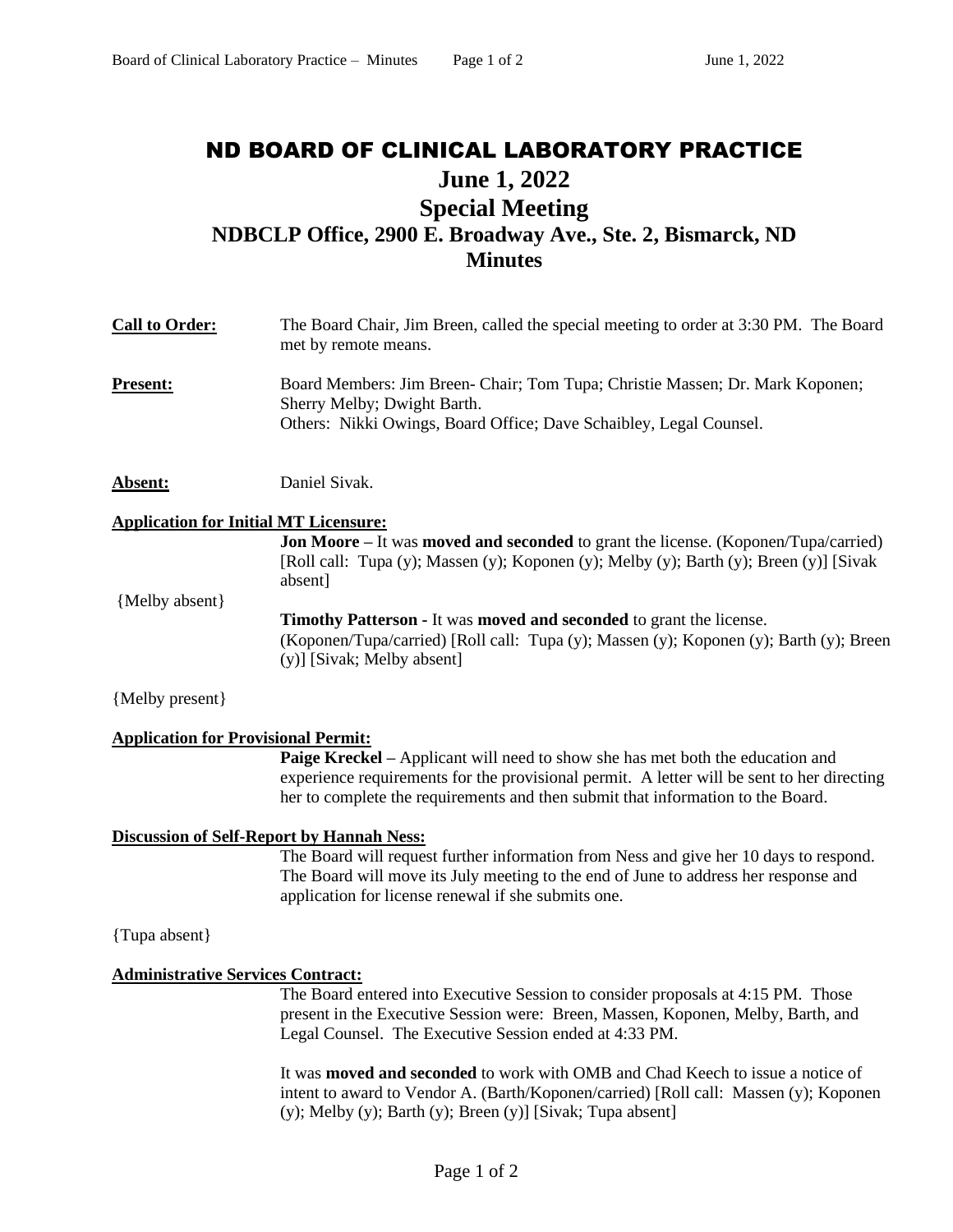# ND BOARD OF CLINICAL LABORATORY PRACTICE

## June 1, 2022
## Special Meeting
## NDBCLP Office, 2900 E. Broadway Ave., Ste. 2, Bismarck, ND
## Minutes

**Call to Order:** The Board Chair, Jim Breen, called the special meeting to order at 3:30 PM. The Board met by remote means.

**Present:** Board Members: Jim Breen- Chair; Tom Tupa; Christie Massen; Dr. Mark Koponen; Sherry Melby; Dwight Barth.
Others: Nikki Owings, Board Office; Dave Schaibley, Legal Counsel.

**Absent:** Daniel Sivak.

**Application for Initial MT Licensure:**

**Jon Moore –** It was **moved and seconded** to grant the license. (Koponen/Tupa/carried) [Roll call: Tupa (y); Massen (y); Koponen (y); Melby (y); Barth (y); Breen (y)] [Sivak absent]

{Melby absent}

**Timothy Patterson -** It was **moved and seconded** to grant the license. (Koponen/Tupa/carried) [Roll call: Tupa (y); Massen (y); Koponen (y); Barth (y); Breen (y)] [Sivak; Melby absent]

{Melby present}

**Application for Provisional Permit:**

**Paige Kreckel –** Applicant will need to show she has met both the education and experience requirements for the provisional permit. A letter will be sent to her directing her to complete the requirements and then submit that information to the Board.

**Discussion of Self-Report by Hannah Ness:**

The Board will request further information from Ness and give her 10 days to respond. The Board will move its July meeting to the end of June to address her response and application for license renewal if she submits one.

{Tupa absent}

**Administrative Services Contract:**

The Board entered into Executive Session to consider proposals at 4:15 PM. Those present in the Executive Session were: Breen, Massen, Koponen, Melby, Barth, and Legal Counsel. The Executive Session ended at 4:33 PM.

It was **moved and seconded** to work with OMB and Chad Keech to issue a notice of intent to award to Vendor A. (Barth/Koponen/carried) [Roll call: Massen (y); Koponen (y); Melby (y); Barth (y); Breen (y)] [Sivak; Tupa absent]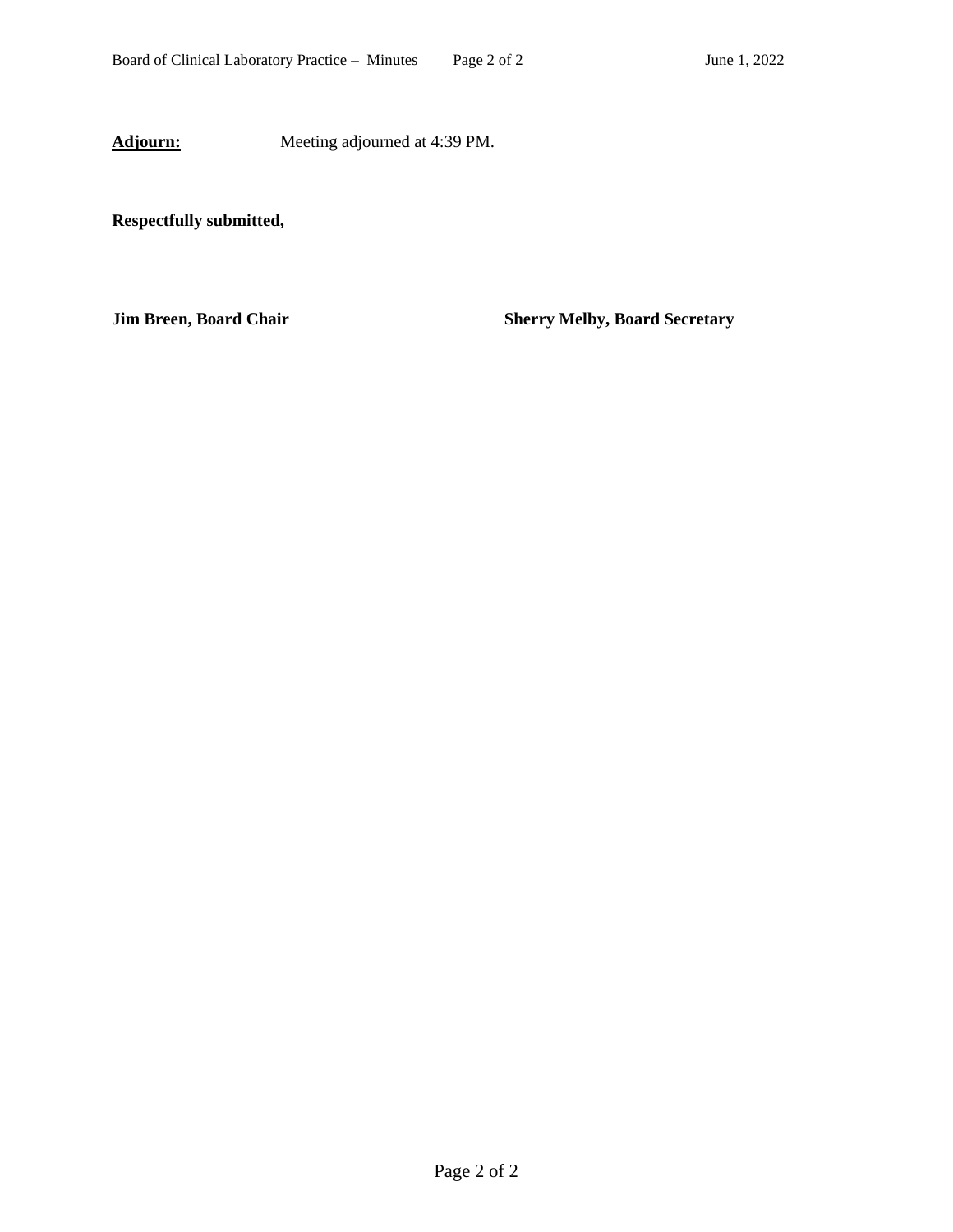**Adjourn:** Meeting adjourned at 4:39 PM.

**Respectfully submitted,**

**Jim Breen, Board Chair** **Sherry Melby, Board Secretary**